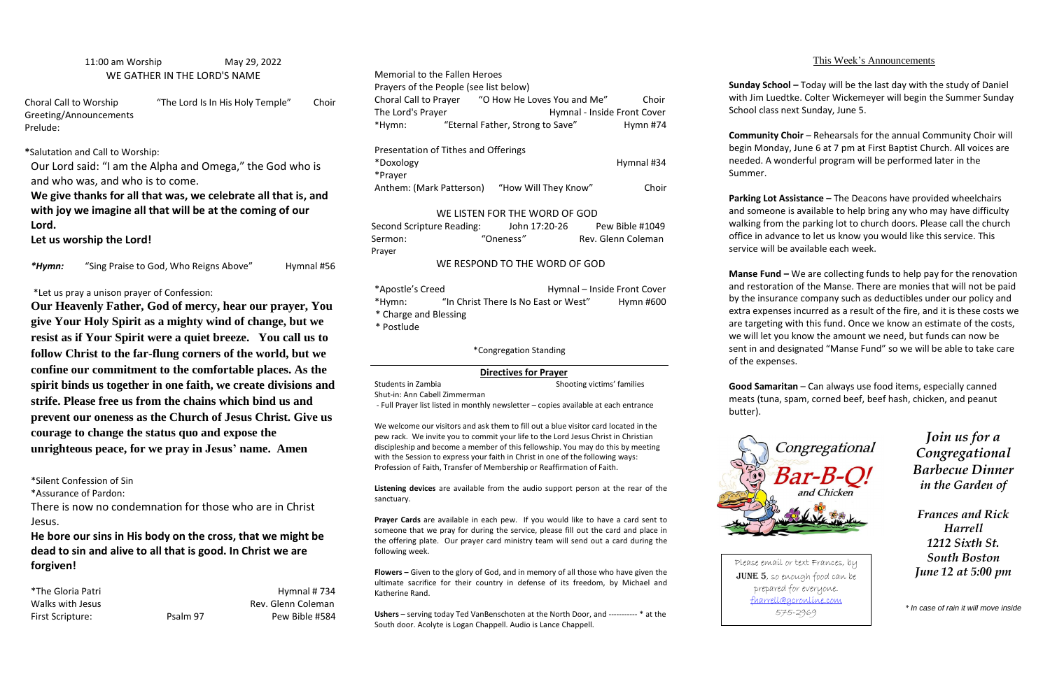11:00 am Worship May 29, 2022

## WE GATHER IN THE LORD'S NAME

Choral Call to Worship "The Lord Is In His Holy Temple" Choir
Greeting/Announcements
Prelude:

***Salutation and Call to Worship:**

Our Lord said: "I am the Alpha and Omega," the God who is and who was, and who is to come.

**We give thanks for all that was, we celebrate all that is, and with joy we imagine all that will be at the coming of our Lord.**

**Let us worship the Lord!**

***Hymn:*** "Sing Praise to God, Who Reigns Above" Hymnal #56

*Let us pray a unison prayer of Confession:

**Our Heavenly Father, God of mercy, hear our prayer, You give Your Holy Spirit as a mighty wind of change, but we resist as if Your Spirit were a quiet breeze. You call us to follow Christ to the far-flung corners of the world, but we confine our commitment to the comfortable places. As the spirit binds us together in one faith, we create divisions and strife. Please free us from the chains which bind us and prevent our oneness as the Church of Jesus Christ. Give us courage to change the status quo and expose the unrighteous peace, for we pray in Jesus' name. Amen**

*Silent Confession of Sin

*Assurance of Pardon:

There is now no condemnation for those who are in Christ Jesus.

**He bore our sins in His body on the cross, that we might be dead to sin and alive to all that is good. In Christ we are forgiven!**

*The Gloria Patri Hymnal # 734
Walks with Jesus Rev. Glenn Coleman
First Scripture: Psalm 97 Pew Bible #584

Memorial to the Fallen Heroes
Prayers of the People (see list below)
Choral Call to Prayer "O How He Loves You and Me" Choir
The Lord's Prayer Hymnal - Inside Front Cover
*Hymn: "Eternal Father, Strong to Save" Hymn #74

Presentation of Tithes and Offerings
*Doxology Hymnal #34
*Prayer
Anthem: (Mark Patterson) "How Will They Know" Choir

## WE LISTEN FOR THE WORD OF GOD

Second Scripture Reading: John 17:20-26 Pew Bible #1049
Sermon: "Oneness" Rev. Glenn Coleman
Prayer

## WE RESPOND TO THE WORD OF GOD

*Apostle's Creed Hymnal – Inside Front Cover
*Hymn: "In Christ There Is No East or West" Hymn #600
* Charge and Blessing
* Postlude

*Congregation Standing

**Directives for Prayer**

Students in Zambia Shooting victims' families
Shut-in: Ann Cabell Zimmerman
- Full Prayer list listed in monthly newsletter – copies available at each entrance

We welcome our visitors and ask them to fill out a blue visitor card located in the pew rack. We invite you to commit your life to the Lord Jesus Christ in Christian discipleship and become a member of this fellowship. You may do this by meeting with the Session to express your faith in Christ in one of the following ways: Profession of Faith, Transfer of Membership or Reaffirmation of Faith.

**Listening devices** are available from the audio support person at the rear of the sanctuary.

**Prayer Cards** are available in each pew. If you would like to have a card sent to someone that we pray for during the service, please fill out the card and place in the offering plate. Our prayer card ministry team will send out a card during the following week.

**Flowers –** Given to the glory of God, and in memory of all those who have given the ultimate sacrifice for their country in defense of its freedom, by Michael and Katherine Rand.

**Ushers** – serving today Ted VanBenschoten at the North Door, and ----------- * at the South door. Acolyte is Logan Chappell. Audio is Lance Chappell.

## This Week's Announcements

**Sunday School –** Today will be the last day with the study of Daniel with Jim Luedtke. Colter Wickemeyer will begin the Summer Sunday School class next Sunday, June 5.

**Community Choir** – Rehearsals for the annual Community Choir will begin Monday, June 6 at 7 pm at First Baptist Church. All voices are needed. A wonderful program will be performed later in the Summer.

**Parking Lot Assistance –** The Deacons have provided wheelchairs and someone is available to help bring any who may have difficulty walking from the parking lot to church doors. Please call the church office in advance to let us know you would like this service. This service will be available each week.

**Manse Fund –** We are collecting funds to help pay for the renovation and restoration of the Manse. There are monies that will not be paid by the insurance company such as deductibles under our policy and extra expenses incurred as a result of the fire, and it is these costs we are targeting with this fund. Once we know an estimate of the costs, we will let you know the amount we need, but funds can now be sent in and designated "Manse Fund" so we will be able to take care of the expenses.

**Good Samaritan** – Can always use food items, especially canned meats (tuna, spam, corned beef, beef hash, chicken, and peanut butter).

Congregational Bar-B-Q! and Chicken

Please email or text Frances, by **JUNE 5**, so enough food can be prepared for everyone.
fharrell@gcronline.com
575-2969

***Join us for a Congregational Barbecue Dinner in the Garden of***

***Frances and Rick Harrell***
***1212 Sixth St.***
***South Boston***
***June 12 at 5:00 pm***

*\* In case of rain it will move inside*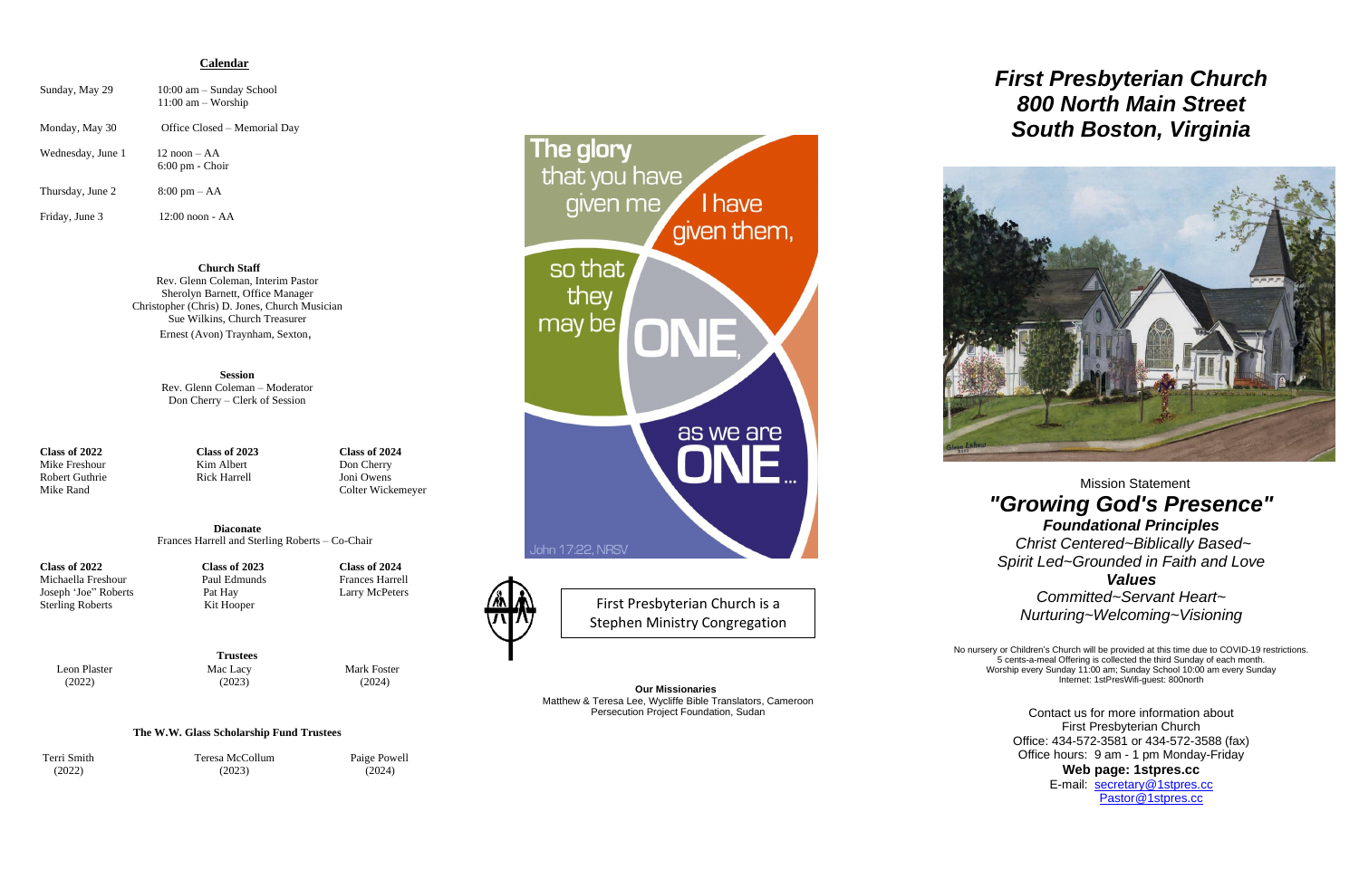## Calendar

| | |
|---|---|
| Sunday, May 29 | 10:00 am – Sunday School<br>11:00 am – Worship |
| Monday, May 30 | Office Closed – Memorial Day |
| Wednesday, June 1 | 12 noon – AA<br>6:00 pm - Choir |
| Thursday, June 2 | 8:00 pm – AA |
| Friday, June 3 | 12:00 noon - AA |

**Church Staff**

Rev. Glenn Coleman, Interim Pastor
Sherolyn Barnett, Office Manager
Christopher (Chris) D. Jones, Church Musician
Sue Wilkins, Church Treasurer
Ernest (Avon) Traynham, Sexton,

**Session**

Rev. Glenn Coleman – Moderator
Don Cherry – Clerk of Session

| Class of 2022 | Class of 2023 | Class of 2024 |
|---|---|---|
| Mike Freshour | Kim Albert | Don Cherry |
| Robert Guthrie | Rick Harrell | Joni Owens |
| Mike Rand | | Colter Wickemeyer |

**Diaconate**

Frances Harrell and Sterling Roberts – Co-Chair

| Class of 2022 | Class of 2023 | Class of 2024 |
|---|---|---|
| Michaella Freshour | Paul Edmunds | Frances Harrell |
| Joseph 'Joe" Roberts | Pat Hay | Larry McPeters |
| Sterling Roberts | Kit Hooper | |

**Trustees**

| | | |
|---|---|---|
| Leon Plaster (2022) | Mac Lacy (2023) | Mark Foster (2024) |

**The W.W. Glass Scholarship Fund Trustees**

| | | |
|---|---|---|
| Terri Smith (2022) | Teresa McCollum (2023) | Paige Powell (2024) |

The glory that you have given me I have given them, so that they may be ONE, as we are ONE...

John 17:22, NRSV

First Presbyterian Church is a Stephen Ministry Congregation

**Our Missionaries**

Matthew & Teresa Lee, Wycliffe Bible Translators, Cameroon
Persecution Project Foundation, Sudan

# *First Presbyterian Church*
# *800 North Main Street*
# *South Boston, Virginia*

Mission Statement

## *"Growing God's Presence"*

***Foundational Principles***

*Christ Centered~Biblically Based~*
*Spirit Led~Grounded in Faith and Love*

***Values***

*Committed~Servant Heart~*
*Nurturing~Welcoming~Visioning*

No nursery or Children's Church will be provided at this time due to COVID-19 restrictions.
5 cents-a-meal Offering is collected the third Sunday of each month.
Worship every Sunday 11:00 am; Sunday School 10:00 am every Sunday
Internet: 1stPresWifi-guest: 800north

Contact us for more information about
First Presbyterian Church
Office: 434-572-3581 or 434-572-3588 (fax)
Office hours: 9 am - 1 pm Monday-Friday
**Web page: 1stpres.cc**
E-mail: secretary@1stpres.cc
Pastor@1stpres.cc